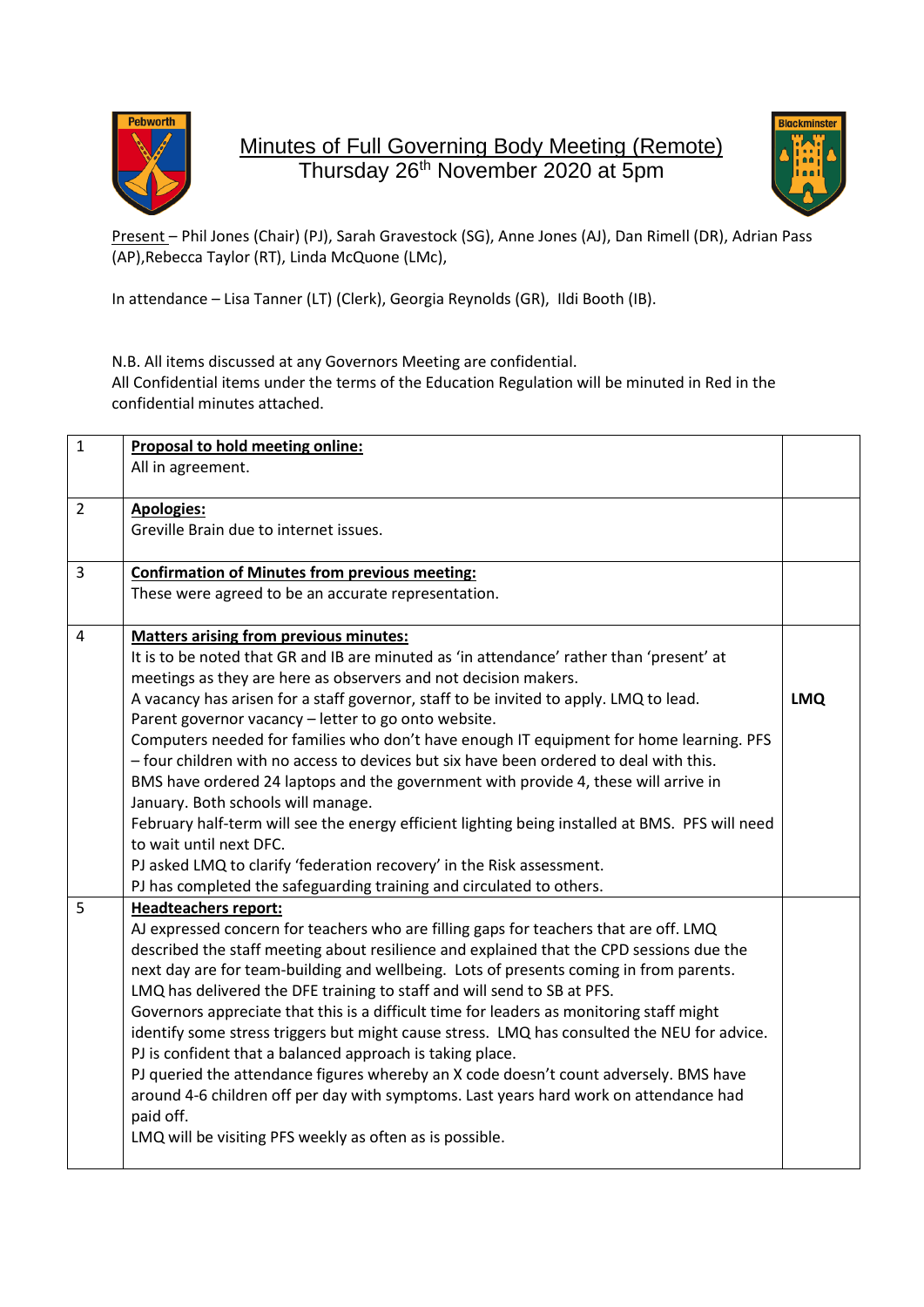# Minutes of Full Governing Body Meeting (Remote)
## Thursday 26th November 2020 at 5pm

Present – Phil Jones (Chair) (PJ), Sarah Gravestock (SG), Anne Jones (AJ), Dan Rimell (DR), Adrian Pass (AP),Rebecca Taylor (RT), Linda McQuone (LMc),

In attendance – Lisa Tanner (LT) (Clerk), Georgia Reynolds (GR), Ildi Booth (IB).

N.B. All items discussed at any Governors Meeting are confidential.
All Confidential items under the terms of the Education Regulation will be minuted in Red in the confidential minutes attached.

| | | |
|---|---|---|
| 1 | **Proposal to hold meeting online:**<br>All in agreement. | |
| 2 | **Apologies:**<br>Greville Brain due to internet issues. | |
| 3 | **Confirmation of Minutes from previous meeting:**<br>These were agreed to be an accurate representation. | |
| 4 | **Matters arising from previous minutes:**<br>It is to be noted that GR and IB are minuted as 'in attendance' rather than 'present' at meetings as they are here as observers and not decision makers.<br>A vacancy has arisen for a staff governor, staff to be invited to apply. LMQ to lead.<br>Parent governor vacancy – letter to go onto website.<br>Computers needed for families who don't have enough IT equipment for home learning. PFS – four children with no access to devices but six have been ordered to deal with this.<br>BMS have ordered 24 laptops and the government with provide 4, these will arrive in January. Both schools will manage.<br>February half-term will see the energy efficient lighting being installed at BMS. PFS will need to wait until next DFC.<br>PJ asked LMQ to clarify 'federation recovery' in the Risk assessment.<br>PJ has completed the safeguarding training and circulated to others. | **LMQ** |
| 5 | **Headteachers report:**<br>AJ expressed concern for teachers who are filling gaps for teachers that are off. LMQ described the staff meeting about resilience and explained that the CPD sessions due the next day are for team-building and wellbeing. Lots of presents coming in from parents.<br>LMQ has delivered the DFE training to staff and will send to SB at PFS.<br>Governors appreciate that this is a difficult time for leaders as monitoring staff might identify some stress triggers but might cause stress. LMQ has consulted the NEU for advice. PJ is confident that a balanced approach is taking place.<br>PJ queried the attendance figures whereby an X code doesn't count adversely. BMS have around 4-6 children off per day with symptoms. Last years hard work on attendance had paid off.<br>LMQ will be visiting PFS weekly as often as is possible. | |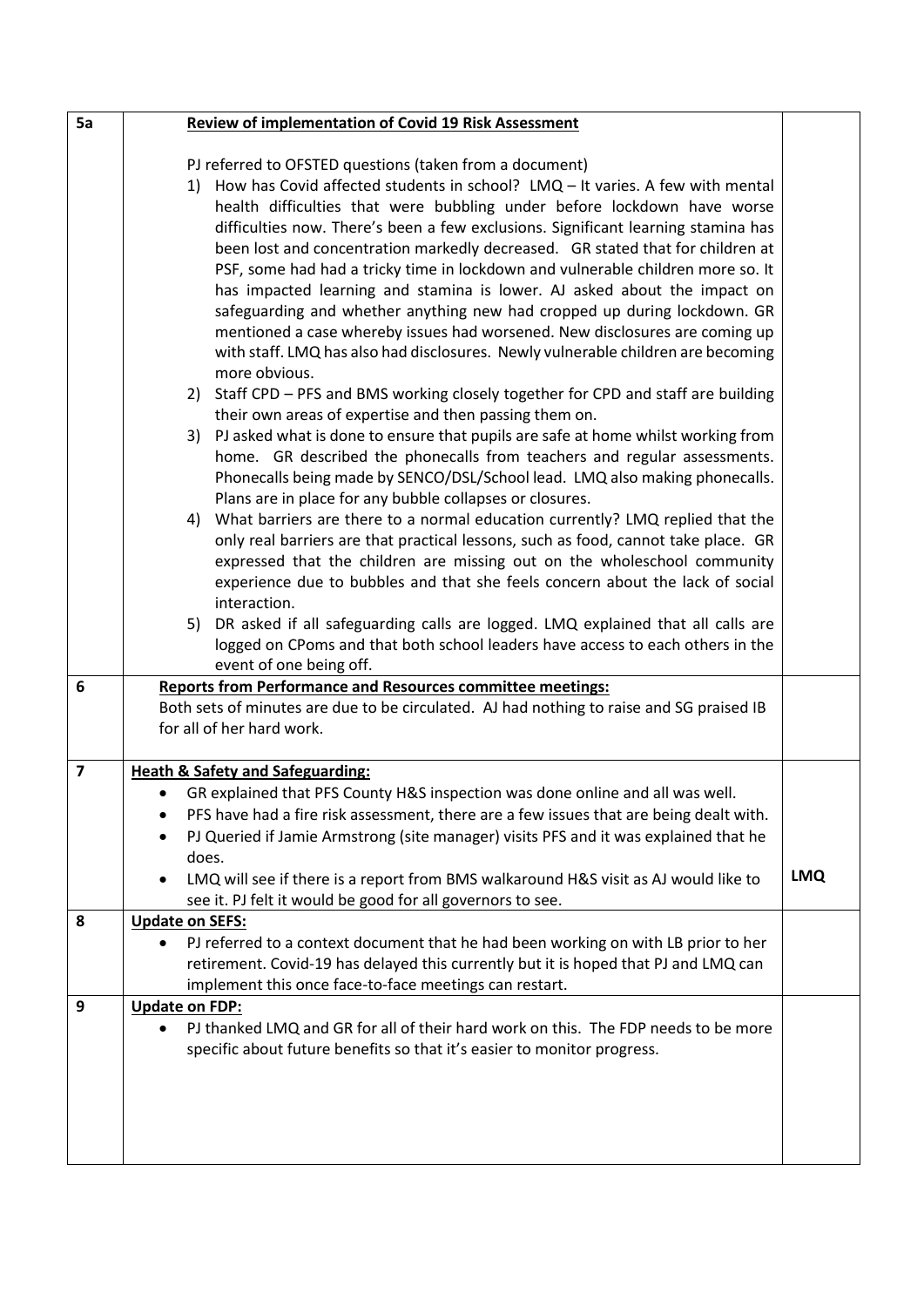| | | |
|---|---|---|
| 5a | **Review of implementation of Covid 19 Risk Assessment**<br><br>PJ referred to OFSTED questions (taken from a document)<br>1) How has Covid affected students in school? LMQ – It varies. A few with mental health difficulties that were bubbling under before lockdown have worse difficulties now. There's been a few exclusions. Significant learning stamina has been lost and concentration markedly decreased. GR stated that for children at PSF, some had had a tricky time in lockdown and vulnerable children more so. It has impacted learning and stamina is lower. AJ asked about the impact on safeguarding and whether anything new had cropped up during lockdown. GR mentioned a case whereby issues had worsened. New disclosures are coming up with staff. LMQ has also had disclosures. Newly vulnerable children are becoming more obvious.<br>2) Staff CPD – PFS and BMS working closely together for CPD and staff are building their own areas of expertise and then passing them on.<br>3) PJ asked what is done to ensure that pupils are safe at home whilst working from home. GR described the phonecalls from teachers and regular assessments. Phonecalls being made by SENCO/DSL/School lead. LMQ also making phonecalls. Plans are in place for any bubble collapses or closures.<br>4) What barriers are there to a normal education currently? LMQ replied that the only real barriers are that practical lessons, such as food, cannot take place. GR expressed that the children are missing out on the wholeschool community experience due to bubbles and that she feels concern about the lack of social interaction.<br>5) DR asked if all safeguarding calls are logged. LMQ explained that all calls are logged on CPoms and that both school leaders have access to each others in the event of one being off. | |
| 6 | **Reports from Performance and Resources committee meetings:**<br>Both sets of minutes are due to be circulated. AJ had nothing to raise and SG praised IB for all of her hard work. | |
| 7 | **Heath & Safety and Safeguarding:**<br>• GR explained that PFS County H&S inspection was done online and all was well.<br>• PFS have had a fire risk assessment, there are a few issues that are being dealt with.<br>• PJ Queried if Jamie Armstrong (site manager) visits PFS and it was explained that he does.<br>• LMQ will see if there is a report from BMS walkaround H&S visit as AJ would like to see it. PJ felt it would be good for all governors to see. | **LMQ** |
| 8 | **Update on SEFS:**<br>• PJ referred to a context document that he had been working on with LB prior to her retirement. Covid-19 has delayed this currently but it is hoped that PJ and LMQ can implement this once face-to-face meetings can restart. | |
| 9 | **Update on FDP:**<br>• PJ thanked LMQ and GR for all of their hard work on this. The FDP needs to be more specific about future benefits so that it's easier to monitor progress. | |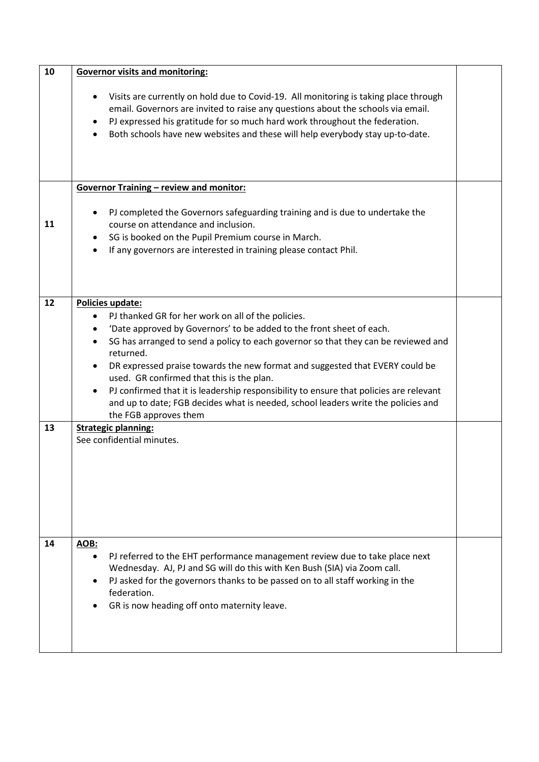| | | |
|---|---|---|
| 10 | **Governor visits and monitoring:**<br><br>• Visits are currently on hold due to Covid-19. All monitoring is taking place through email. Governors are invited to raise any questions about the schools via email.<br>• PJ expressed his gratitude for so much hard work throughout the federation.<br>• Both schools have new websites and these will help everybody stay up-to-date. | |
| 11 | **Governor Training – review and monitor:**<br><br>• PJ completed the Governors safeguarding training and is due to undertake the course on attendance and inclusion.<br>• SG is booked on the Pupil Premium course in March.<br>• If any governors are interested in training please contact Phil. | |
| 12 | **Policies update:**<br>• PJ thanked GR for her work on all of the policies.<br>• 'Date approved by Governors' to be added to the front sheet of each.<br>• SG has arranged to send a policy to each governor so that they can be reviewed and returned.<br>• DR expressed praise towards the new format and suggested that EVERY could be used. GR confirmed that this is the plan.<br>• PJ confirmed that it is leadership responsibility to ensure that policies are relevant and up to date; FGB decides what is needed, school leaders write the policies and the FGB approves them | |
| 13 | **Strategic planning:**<br>See confidential minutes. | |
| 14 | **AOB:**<br>• PJ referred to the EHT performance management review due to take place next Wednesday. AJ, PJ and SG will do this with Ken Bush (SIA) via Zoom call.<br>• PJ asked for the governors thanks to be passed on to all staff working in the federation.<br>• GR is now heading off onto maternity leave. | |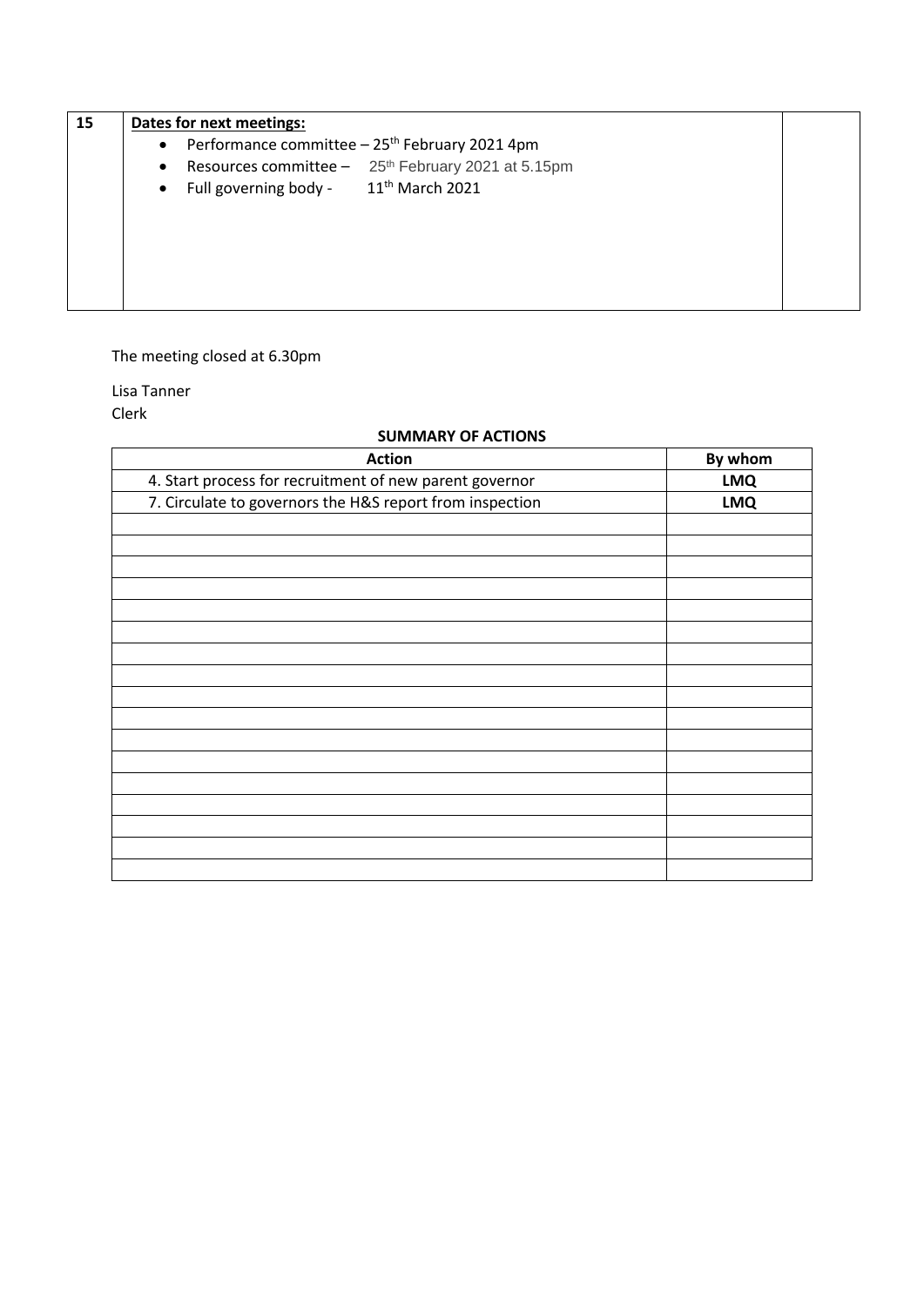| | | |
|---|---|---|
| **15** | **Dates for next meetings:**<br>• Performance committee – 25th February 2021 4pm<br>• Resources committee – 25th February 2021 at 5.15pm<br>• Full governing body - 11th March 2021 | |

The meeting closed at 6.30pm

Lisa Tanner
Clerk

**SUMMARY OF ACTIONS**

| Action | By whom |
|---|---|
| 4. Start process for recruitment of new parent governor | **LMQ** |
| 7. Circulate to governors the H&S report from inspection | **LMQ** |
| | |
| | |
| | |
| | |
| | |
| | |
| | |
| | |
| | |
| | |
| | |
| | |
| | |
| | |
| | |
| | |
| | |